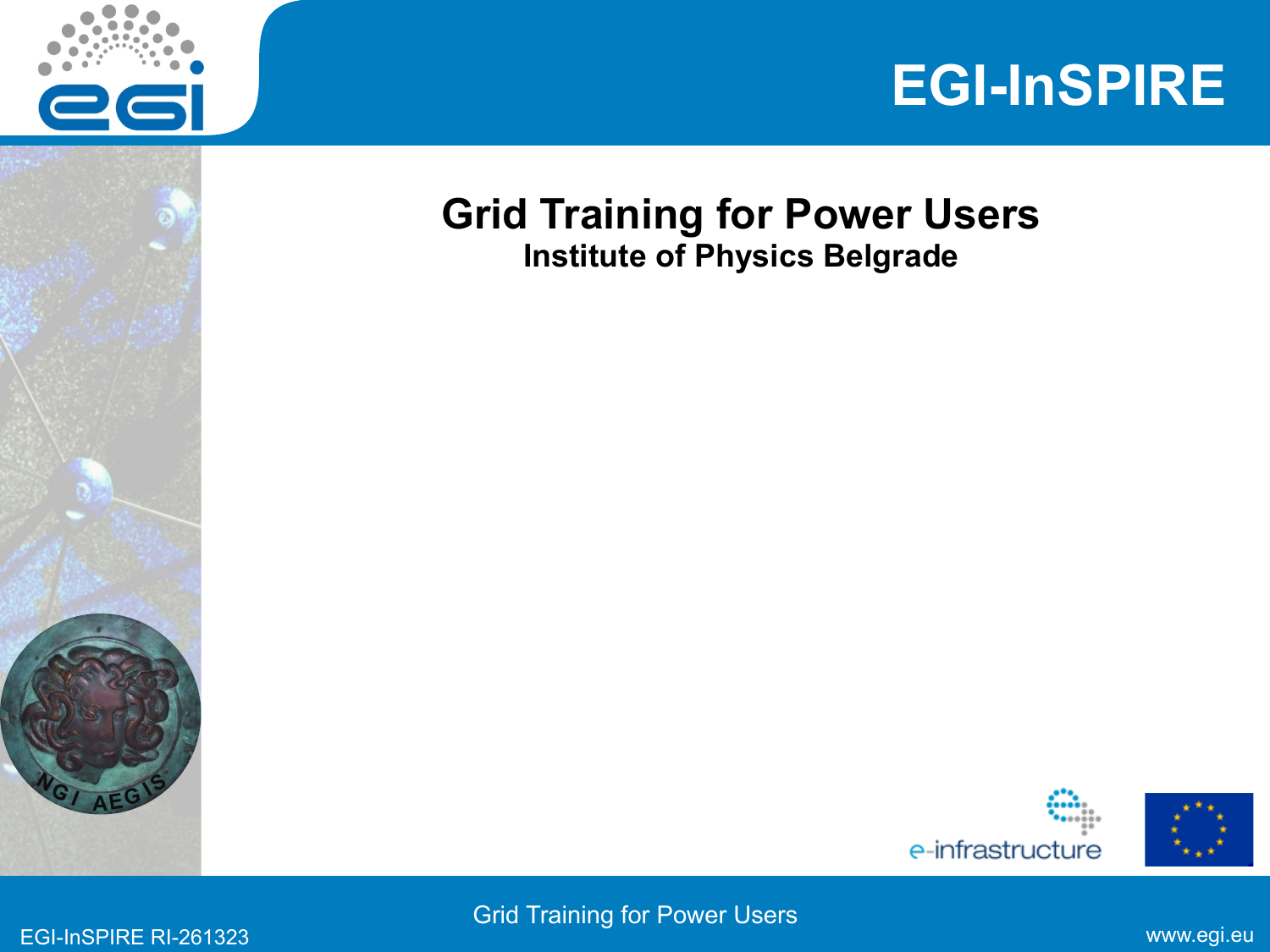# Grid Training for Power Users

**Institute of Physics Belgrade**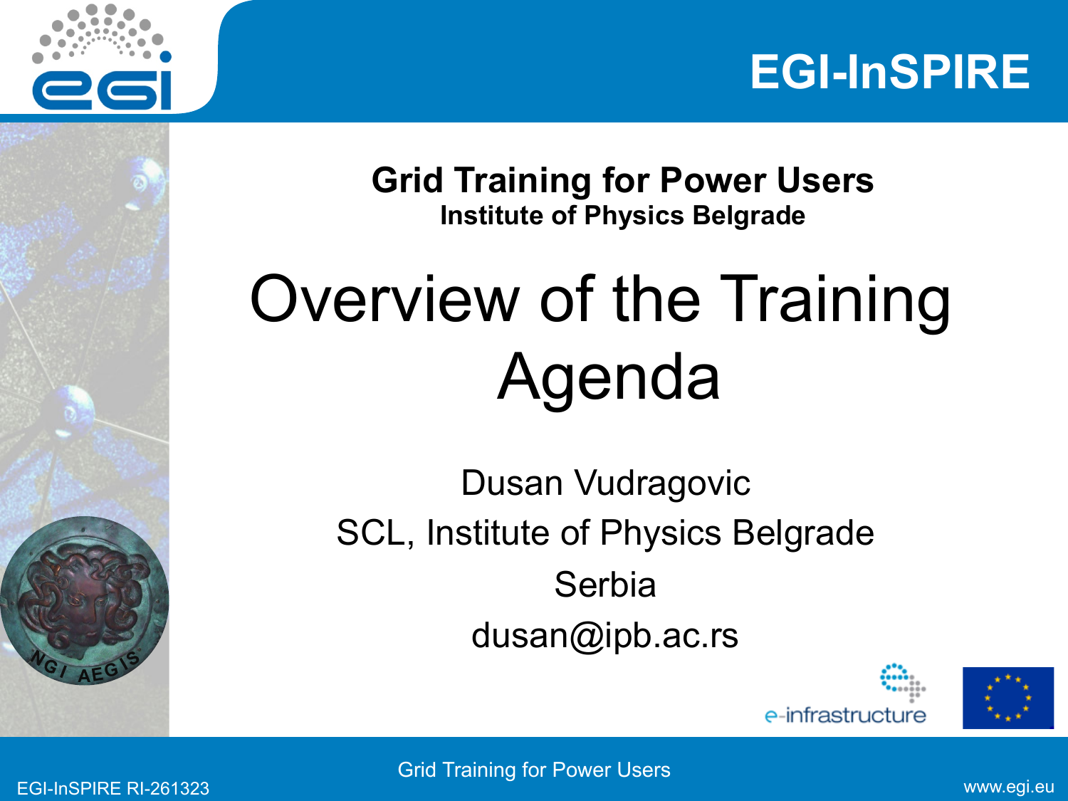**Grid Training for Power Users**
**Institute of Physics Belgrade**

# Overview of the Training Agenda

Dusan Vudragovic

SCL, Institute of Physics Belgrade

Serbia

dusan@ipb.ac.rs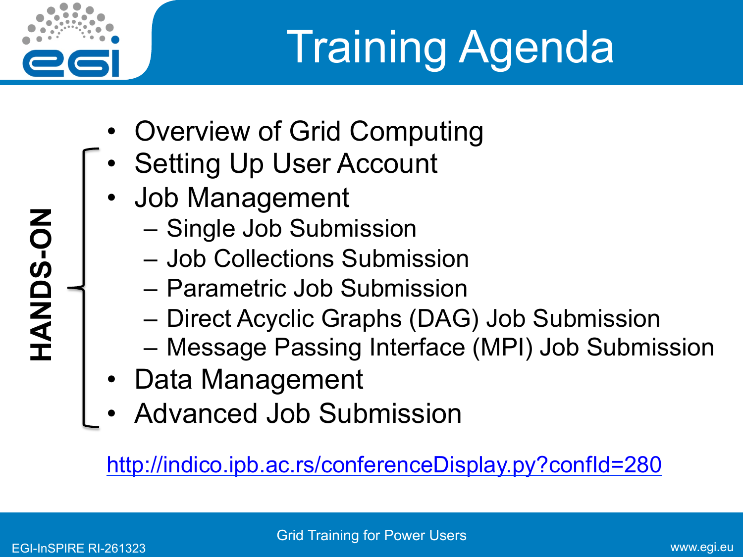# Training Agenda

- Overview of Grid Computing
- Setting Up User Account
- Job Management
  - Single Job Submission
  - Job Collections Submission
  - Parametric Job Submission
  - Direct Acyclic Graphs (DAG) Job Submission
  - Message Passing Interface (MPI) Job Submission
- Data Management
- Advanced Job Submission

**HANDS-ON**

http://indico.ipb.ac.rs/conferenceDisplay.py?confId=280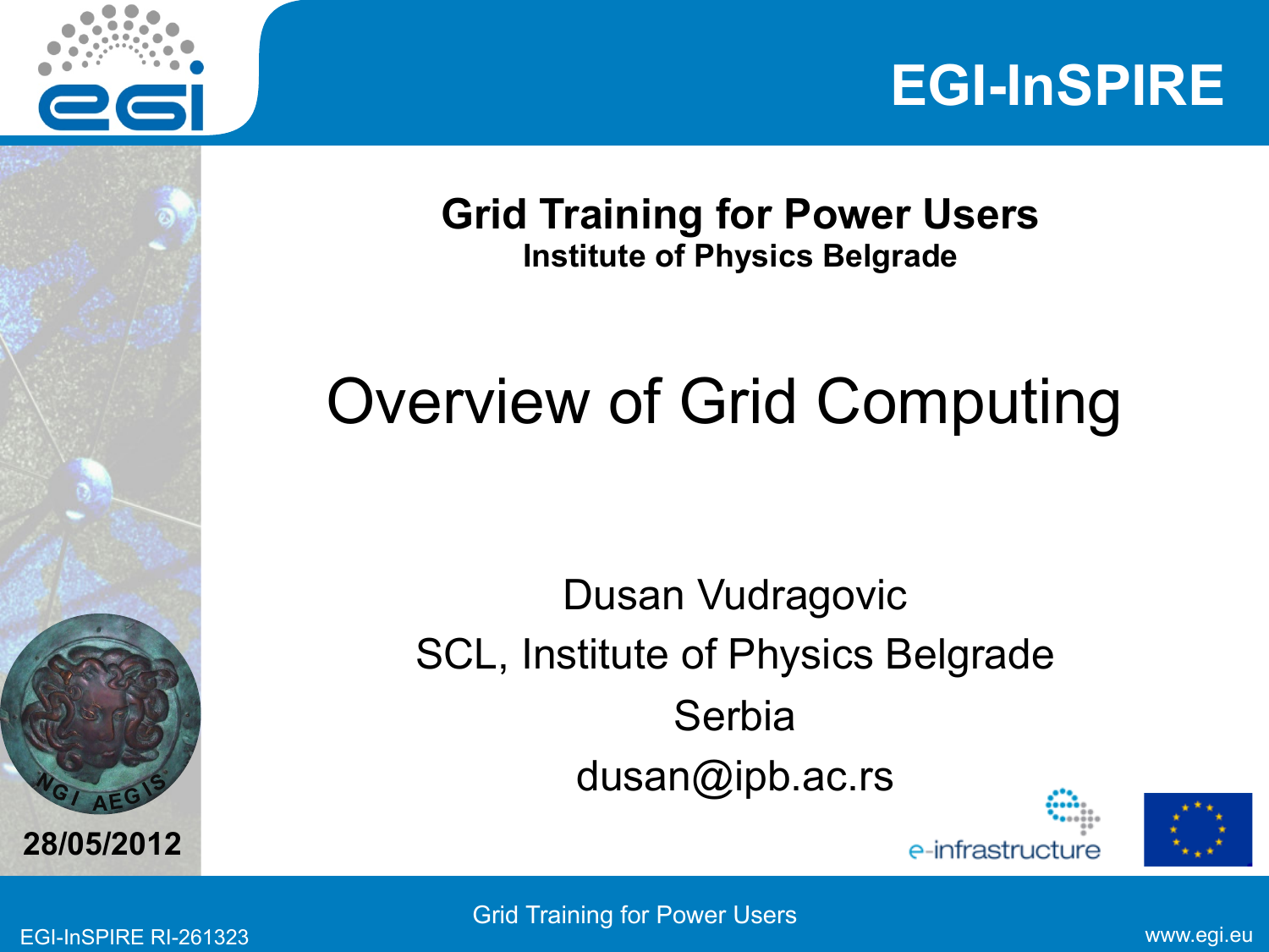# Grid Training for Power Users

**Institute of Physics Belgrade**

# Overview of Grid Computing

Dusan Vudragovic

SCL, Institute of Physics Belgrade

Serbia

dusan@ipb.ac.rs

**28/05/2012**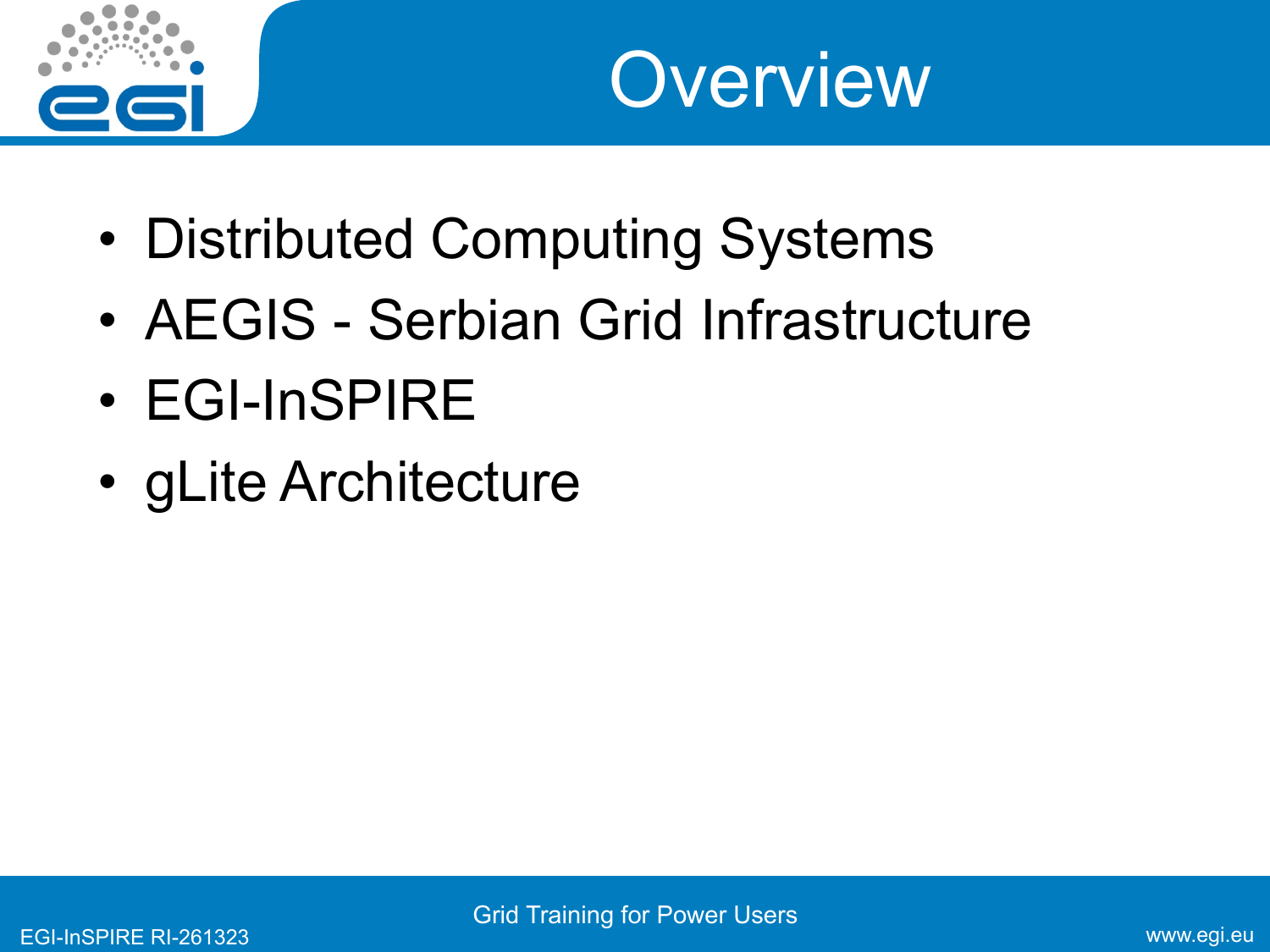# Overview

- Distributed Computing Systems
- AEGIS - Serbian Grid Infrastructure
- EGI-InSPIRE
- gLite Architecture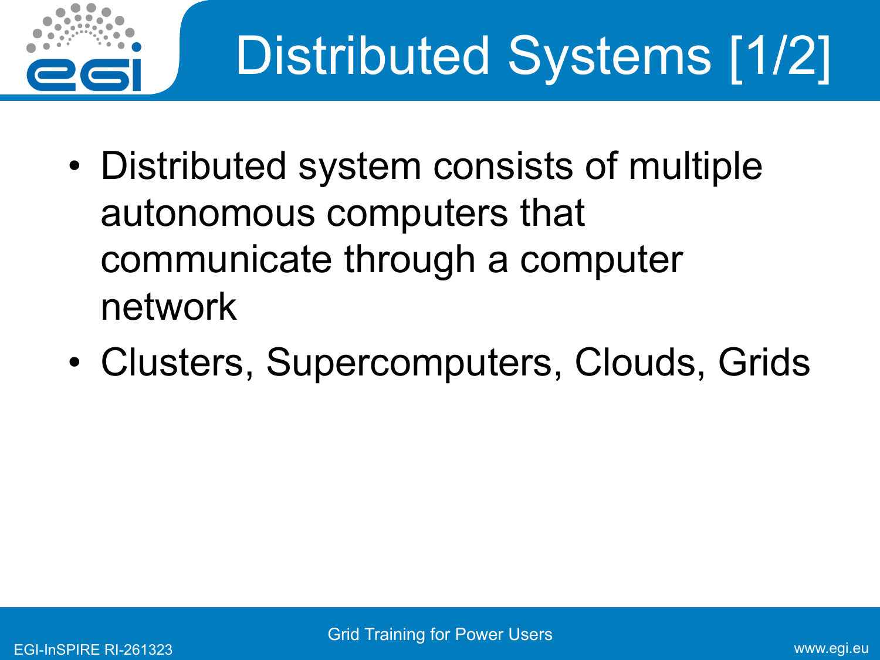# Distributed Systems [1/2]

- Distributed system consists of multiple autonomous computers that communicate through a computer network
- Clusters, Supercomputers, Clouds, Grids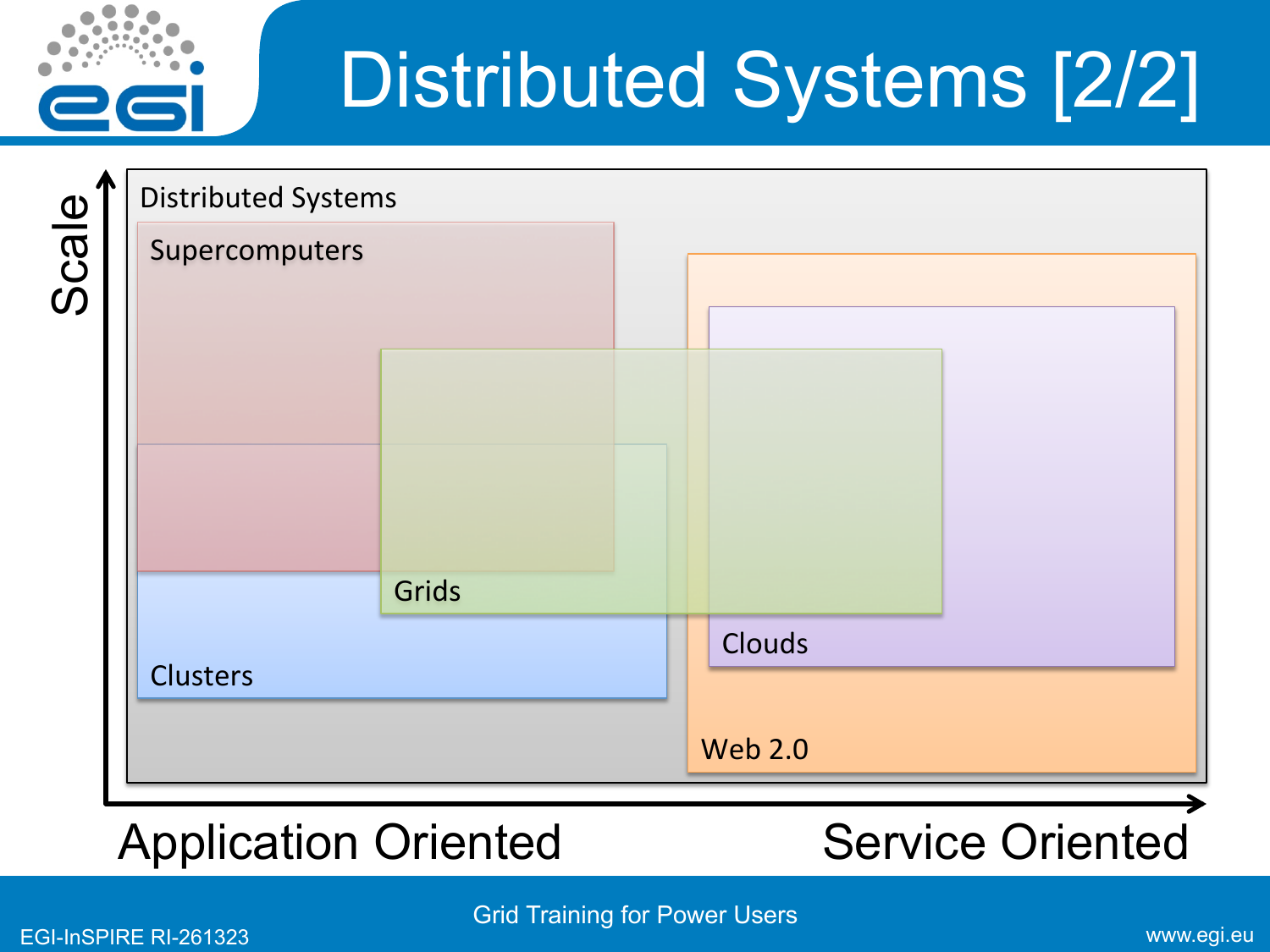# Distributed Systems [2/2]

Scale

Distributed Systems

Supercomputers

Grids

Clusters

Clouds

Web 2.0

Application Oriented

Service Oriented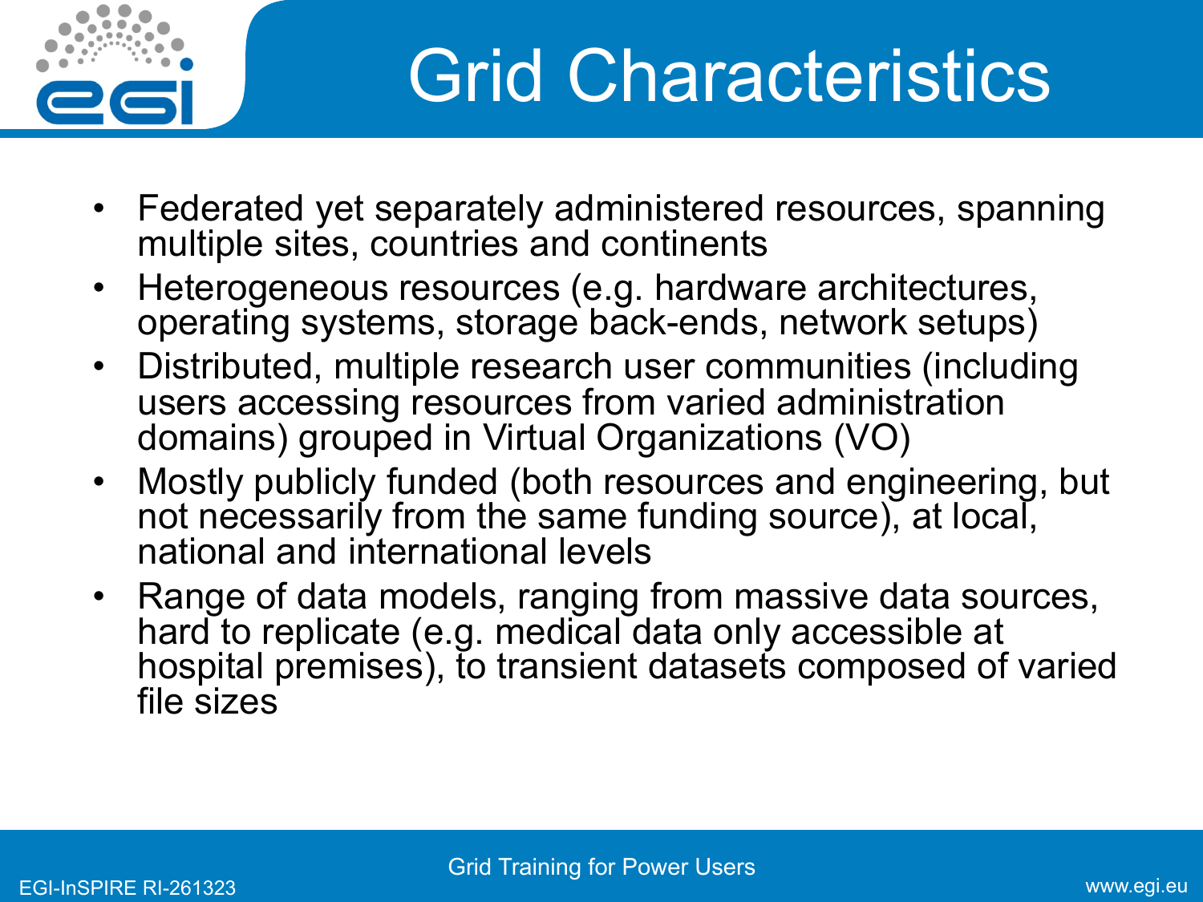# Grid Characteristics

- Federated yet separately administered resources, spanning multiple sites, countries and continents
- Heterogeneous resources (e.g. hardware architectures, operating systems, storage back-ends, network setups)
- Distributed, multiple research user communities (including users accessing resources from varied administration domains) grouped in Virtual Organizations (VO)
- Mostly publicly funded (both resources and engineering, but not necessarily from the same funding source), at local, national and international levels
- Range of data models, ranging from massive data sources, hard to replicate (e.g. medical data only accessible at hospital premises), to transient datasets composed of varied file sizes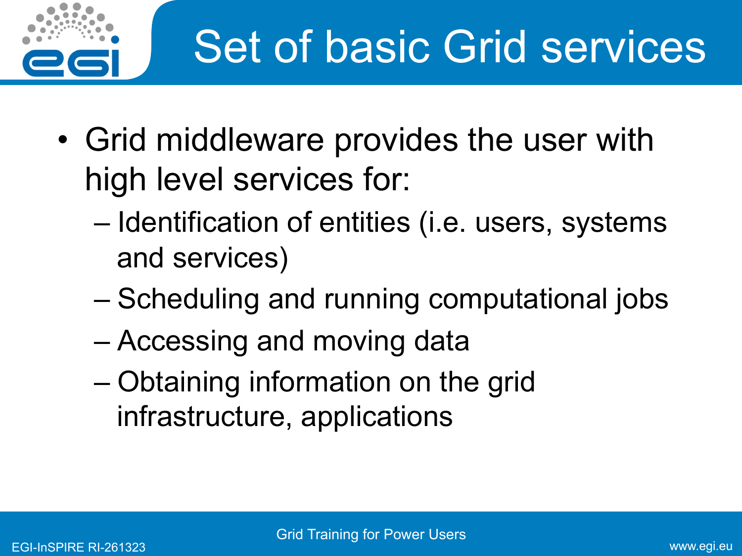# Set of basic Grid services

- Grid middleware provides the user with high level services for:
  - Identification of entities (i.e. users, systems and services)
  - Scheduling and running computational jobs
  - Accessing and moving data
  - Obtaining information on the grid infrastructure, applications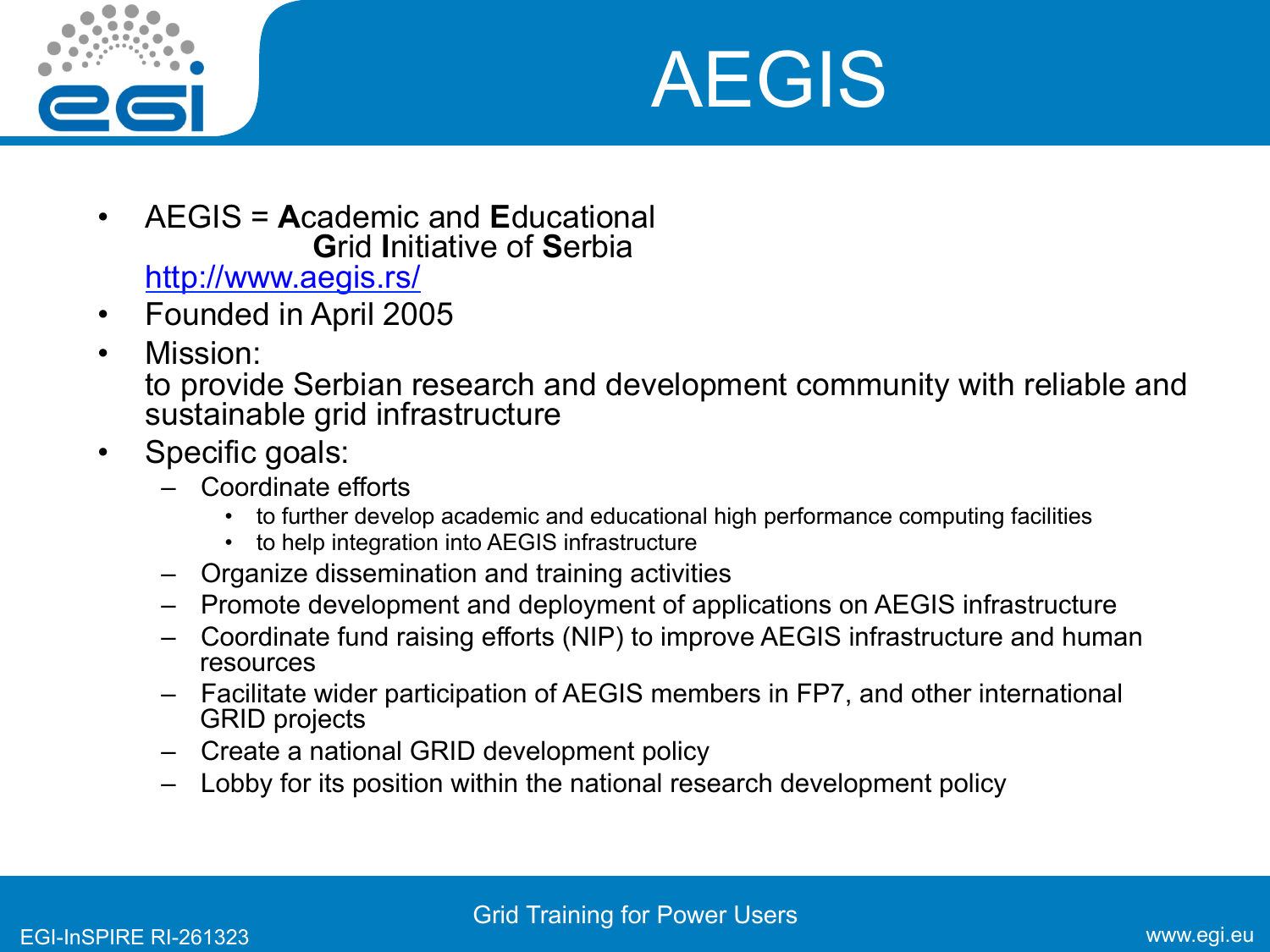# AEGIS

- AEGIS = **A**cademic and **E**ducational **G**rid **I**nitiative of **S**erbia
  http://www.aegis.rs/
- Founded in April 2005
- Mission:
  to provide Serbian research and development community with reliable and sustainable grid infrastructure
- Specific goals:
  - Coordinate efforts
    - to further develop academic and educational high performance computing facilities
    - to help integration into AEGIS infrastructure
  - Organize dissemination and training activities
  - Promote development and deployment of applications on AEGIS infrastructure
  - Coordinate fund raising efforts (NIP) to improve AEGIS infrastructure and human resources
  - Facilitate wider participation of AEGIS members in FP7, and other international GRID projects
  - Create a national GRID development policy
  - Lobby for its position within the national research development policy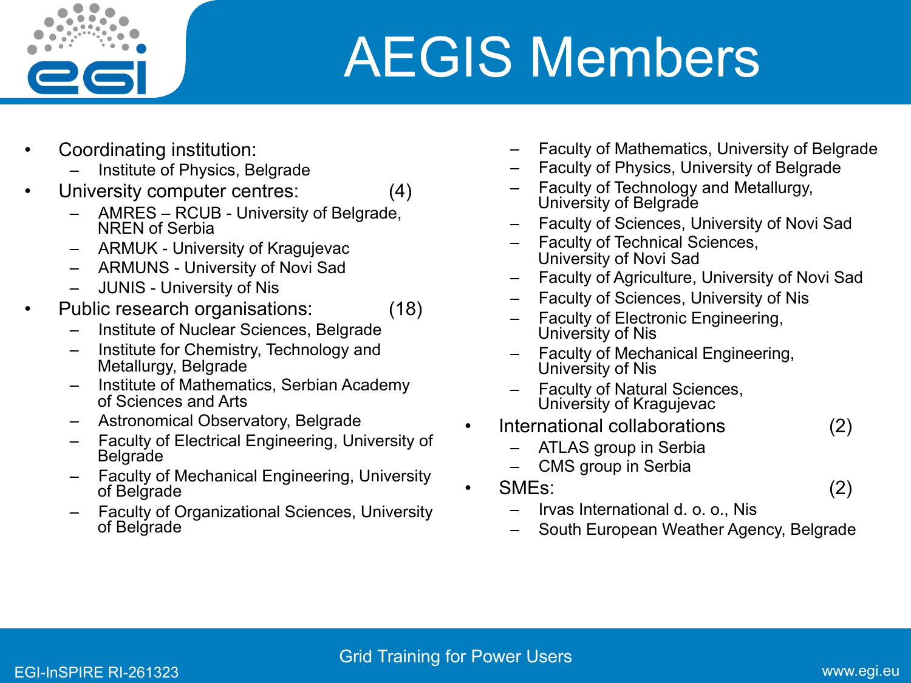# AEGIS Members

- Coordinating institution:
  - Institute of Physics, Belgrade
- University computer centres: (4)
  - AMRES – RCUB - University of Belgrade, NREN of Serbia
  - ARMUK - University of Kragujevac
  - ARMUNS - University of Novi Sad
  - JUNIS - University of Nis
- Public research organisations: (18)
  - Institute of Nuclear Sciences, Belgrade
  - Institute for Chemistry, Technology and Metallurgy, Belgrade
  - Institute of Mathematics, Serbian Academy of Sciences and Arts
  - Astronomical Observatory, Belgrade
  - Faculty of Electrical Engineering, University of Belgrade
  - Faculty of Mechanical Engineering, University of Belgrade
  - Faculty of Organizational Sciences, University of Belgrade
  - Faculty of Mathematics, University of Belgrade
  - Faculty of Physics, University of Belgrade
  - Faculty of Technology and Metallurgy, University of Belgrade
  - Faculty of Sciences, University of Novi Sad
  - Faculty of Technical Sciences, University of Novi Sad
  - Faculty of Agriculture, University of Novi Sad
  - Faculty of Sciences, University of Nis
  - Faculty of Electronic Engineering, University of Nis
  - Faculty of Mechanical Engineering, University of Nis
  - Faculty of Natural Sciences, University of Kragujevac
- International collaborations (2)
  - ATLAS group in Serbia
  - CMS group in Serbia
- SMEs: (2)
  - Irvas International d. o. o., Nis
  - South European Weather Agency, Belgrade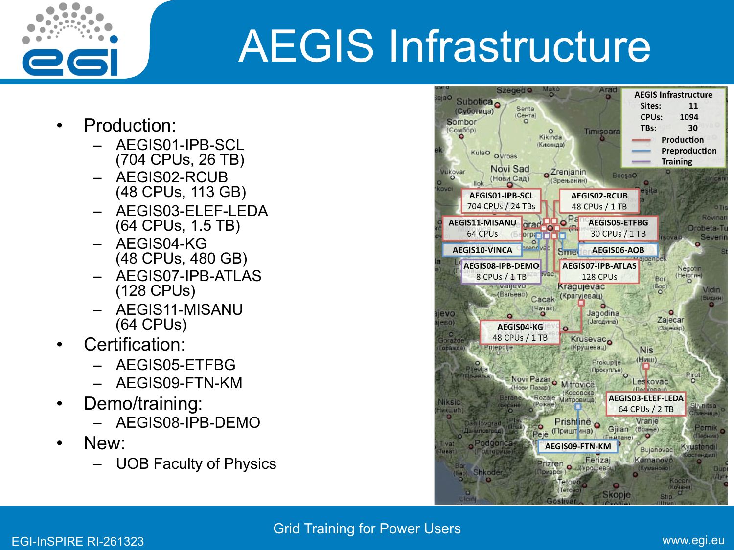# AEGIS Infrastructure

- Production:
  - AEGIS01-IPB-SCL (704 CPUs, 26 TB)
  - AEGIS02-RCUB (48 CPUs, 113 GB)
  - AEGIS03-ELEF-LEDA (64 CPUs, 1.5 TB)
  - AEGIS04-KG (48 CPUs, 480 GB)
  - AEGIS07-IPB-ATLAS (128 CPUs)
  - AEGIS11-MISANU (64 CPUs)
- Certification:
  - AEGIS05-ETFBG
  - AEGIS09-FTN-KM
- Demo/training:
  - AEGIS08-IPB-DEMO
- New:
  - UOB Faculty of Physics

AEGIS Infrastructure
Sites: 11
CPUs: 1094
TBs: 30
Production
Preproduction
Training

AEGIS01-IPB-SCL
704 CPUs / 24 TBs

AEGIS02-RCUB
48 CPUs / 1 TB

AEGIS11-MISANU
64 CPUs

AEGIS05-ETFBG
30 CPUs / 1 TB

AEGIS10-VINCA

AEGIS06-AOB

AEGIS08-IPB-DEMO
8 CPUs / 1 TB

AEGIS07-IPB-ATLAS
128 CPUs

AEGIS04-KG
48 CPUs / 1 TB

AEGIS03-ELEF-LEDA
64 CPUs / 2 TB

AEGIS09-FTN-KM

Grid Training for Power Users

EGI-InSPIRE RI-261323

www.egi.eu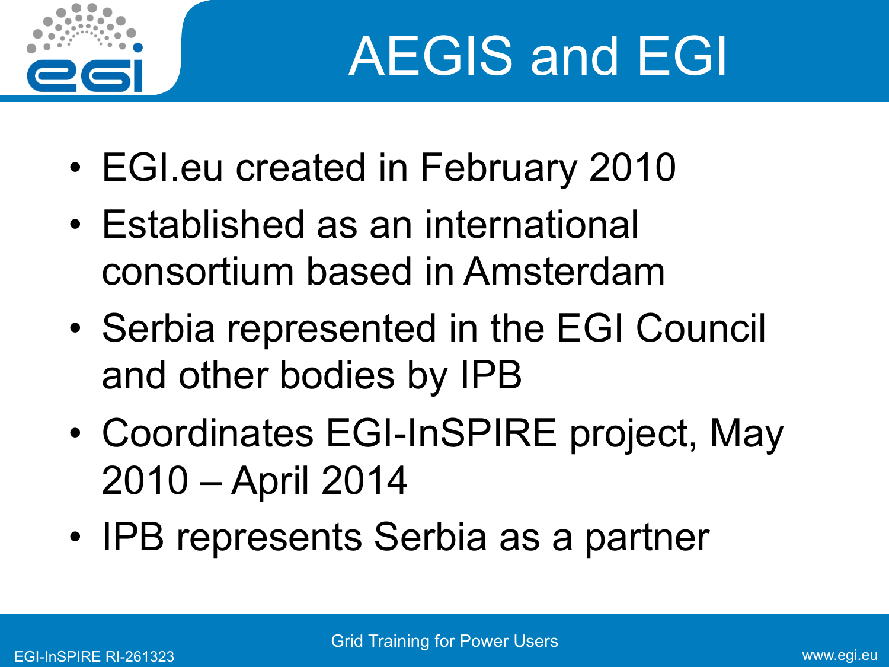# AEGIS and EGI

- EGI.eu created in February 2010
- Established as an international consortium based in Amsterdam
- Serbia represented in the EGI Council and other bodies by IPB
- Coordinates EGI-InSPIRE project, May 2010 – April 2014
- IPB represents Serbia as a partner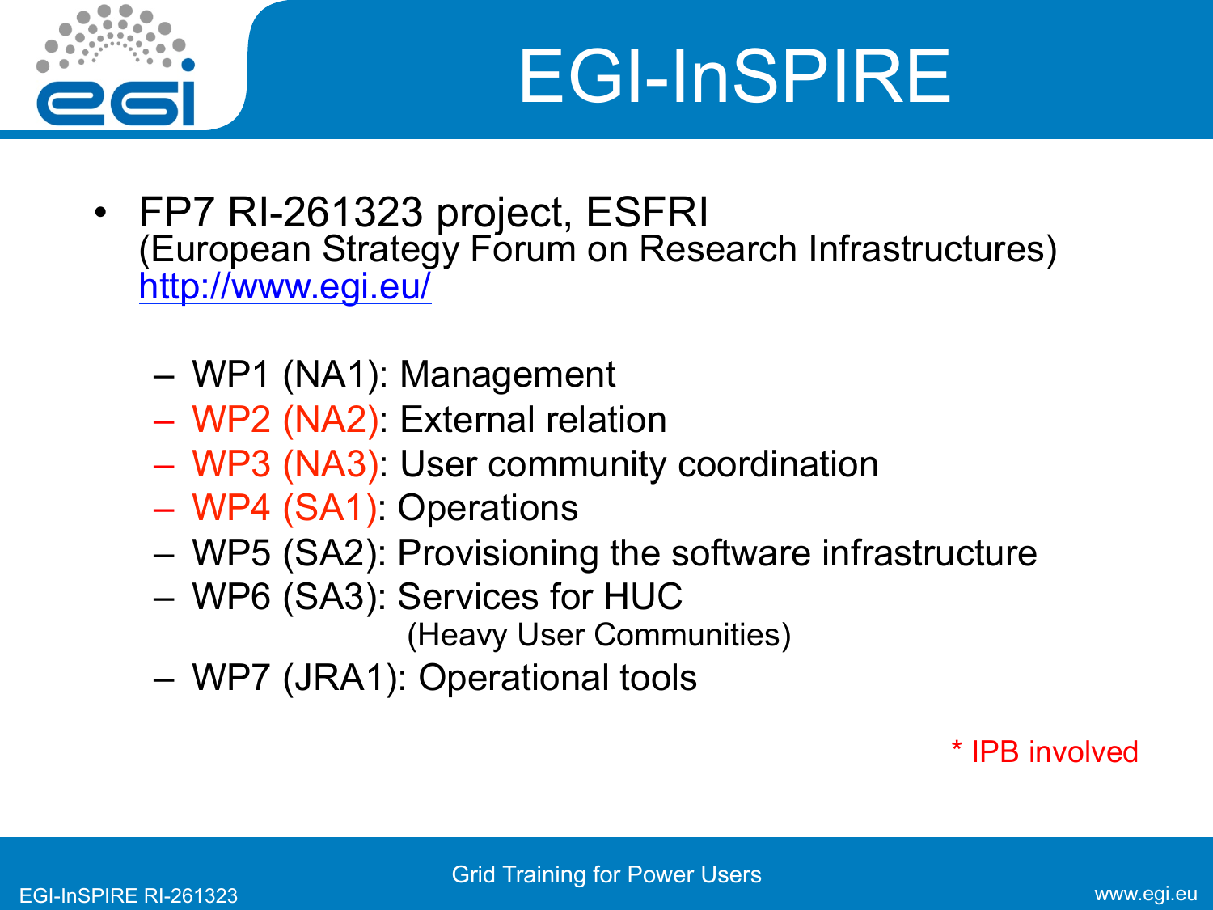# EGI-InSPIRE

- FP7 RI-261323 project, ESFRI
  (European Strategy Forum on Research Infrastructures)
  http://www.egi.eu/

  - WP1 (NA1): Management
  - WP2 (NA2): External relation
  - WP3 (NA3): User community coordination
  - WP4 (SA1): Operations
  - WP5 (SA2): Provisioning the software infrastructure
  - WP6 (SA3): Services for HUC
    (Heavy User Communities)
  - WP7 (JRA1): Operational tools

* IPB involved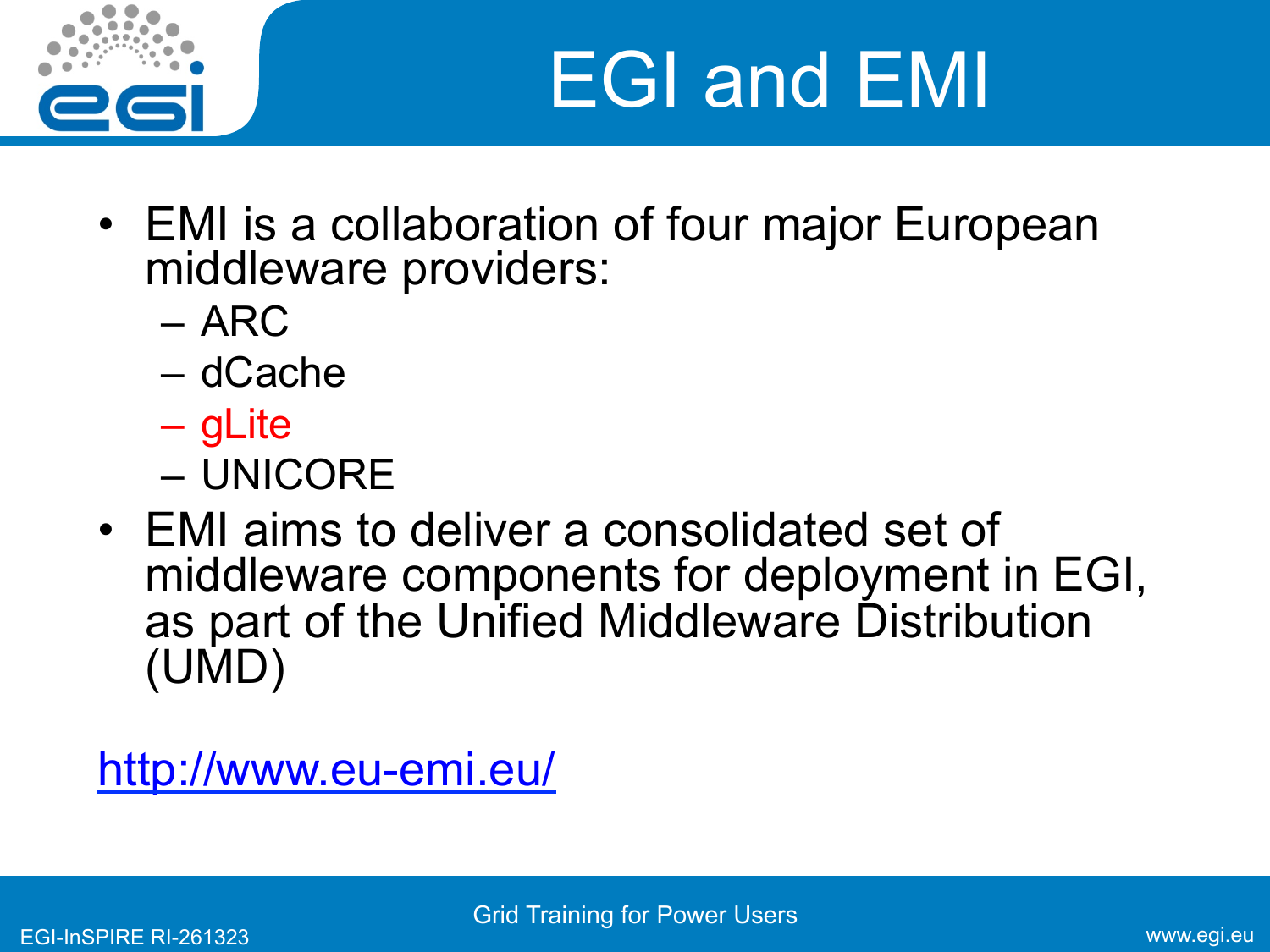# EGI and EMI

- EMI is a collaboration of four major European middleware providers:
  - ARC
  - dCache
  - gLite
  - UNICORE
- EMI aims to deliver a consolidated set of middleware components for deployment in EGI, as part of the Unified Middleware Distribution (UMD)

http://www.eu-emi.eu/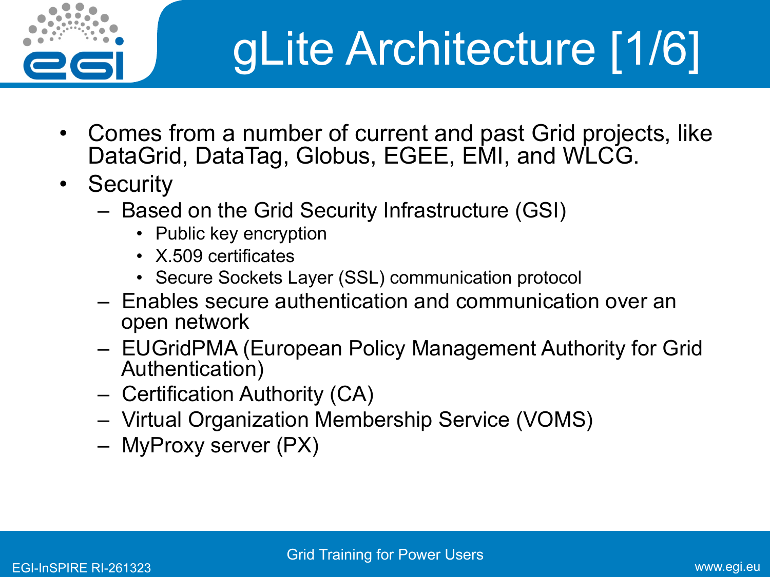# gLite Architecture [1/6]

- Comes from a number of current and past Grid projects, like DataGrid, DataTag, Globus, EGEE, EMI, and WLCG.
- Security
  - Based on the Grid Security Infrastructure (GSI)
    - Public key encryption
    - X.509 certificates
    - Secure Sockets Layer (SSL) communication protocol
  - Enables secure authentication and communication over an open network
  - EUGridPMA (European Policy Management Authority for Grid Authentication)
  - Certification Authority (CA)
  - Virtual Organization Membership Service (VOMS)
  - MyProxy server (PX)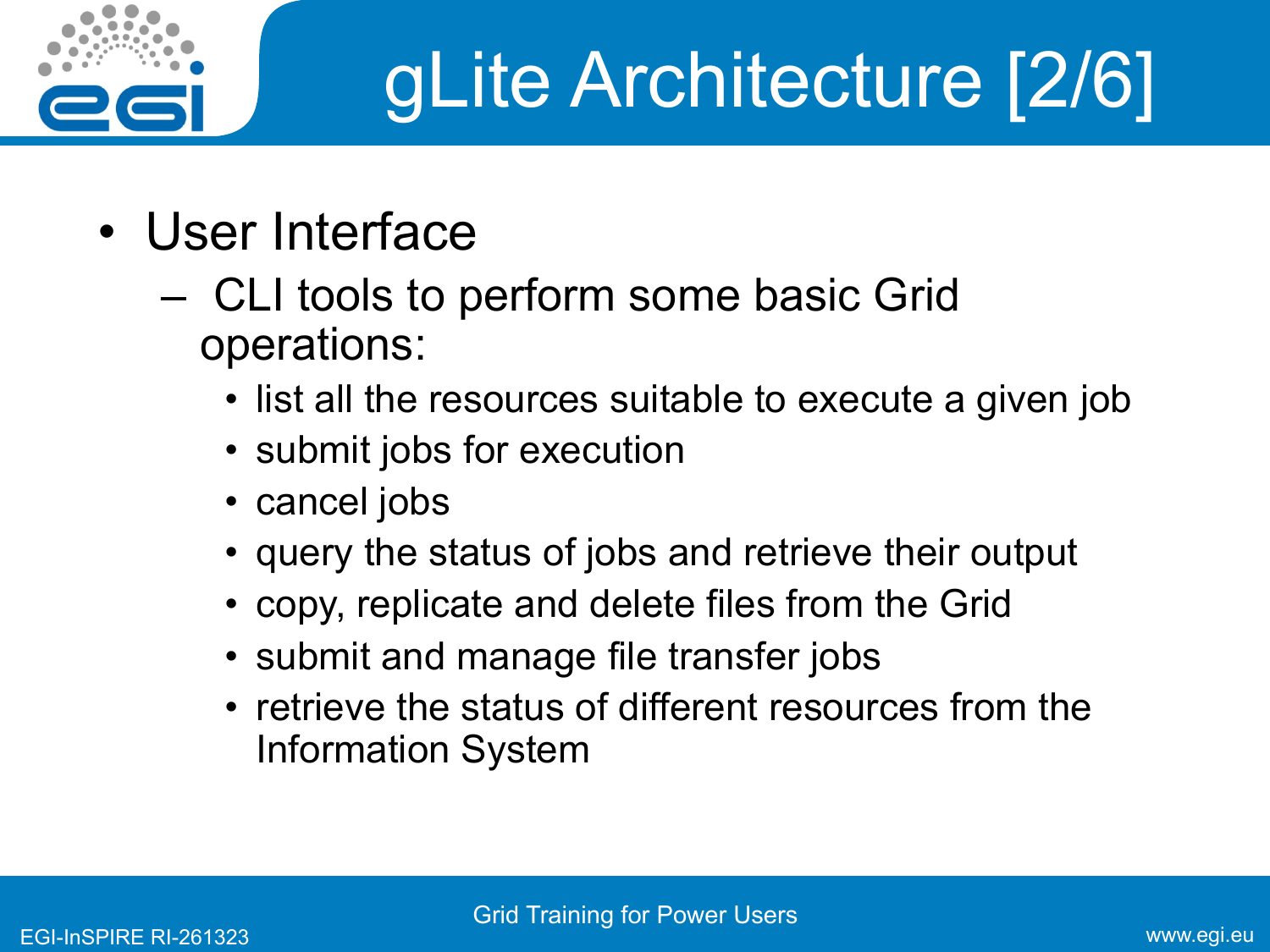# gLite Architecture [2/6]

- User Interface
  - CLI tools to perform some basic Grid operations:
    - list all the resources suitable to execute a given job
    - submit jobs for execution
    - cancel jobs
    - query the status of jobs and retrieve their output
    - copy, replicate and delete files from the Grid
    - submit and manage file transfer jobs
    - retrieve the status of different resources from the Information System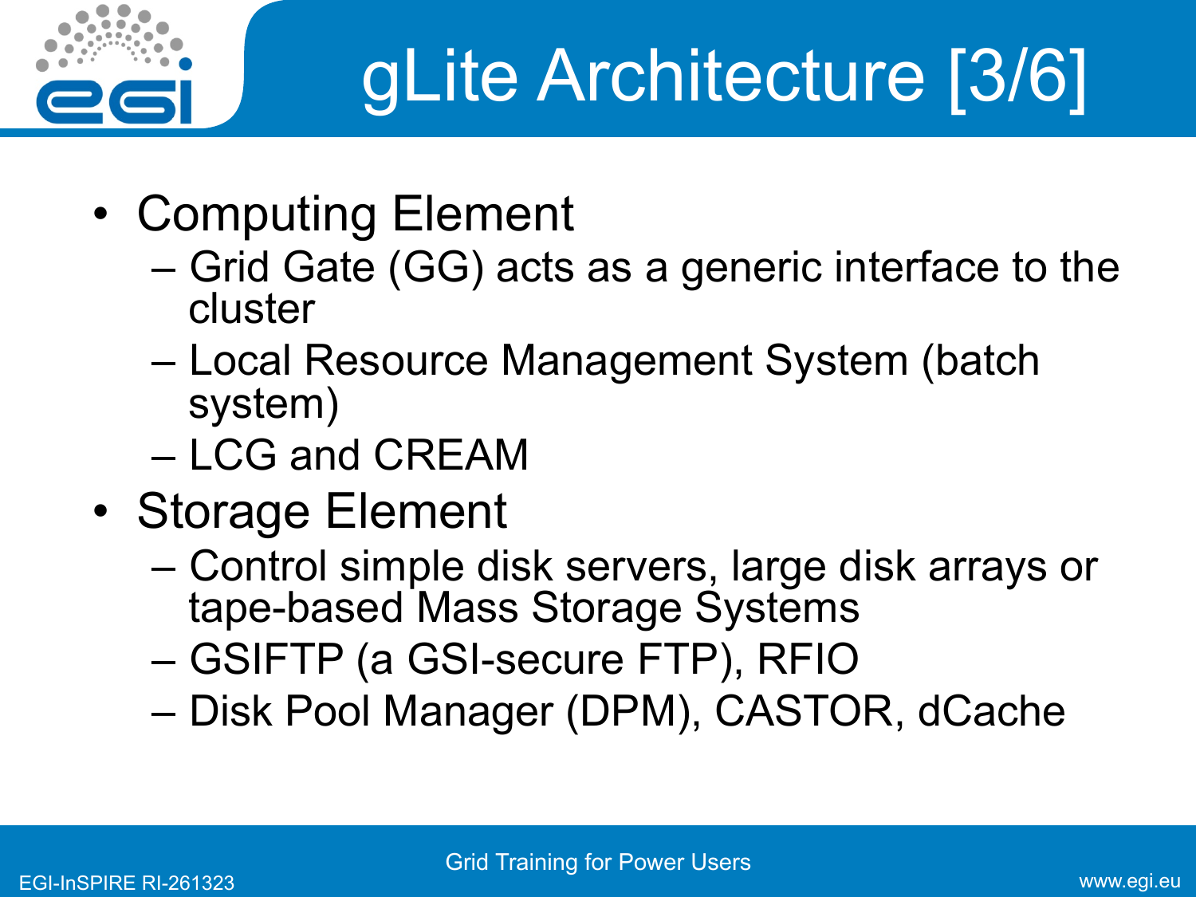# gLite Architecture [3/6]

- Computing Element
  - Grid Gate (GG) acts as a generic interface to the cluster
  - Local Resource Management System (batch system)
  - LCG and CREAM
- Storage Element
  - Control simple disk servers, large disk arrays or tape-based Mass Storage Systems
  - GSIFTP (a GSI-secure FTP), RFIO
  - Disk Pool Manager (DPM), CASTOR, dCache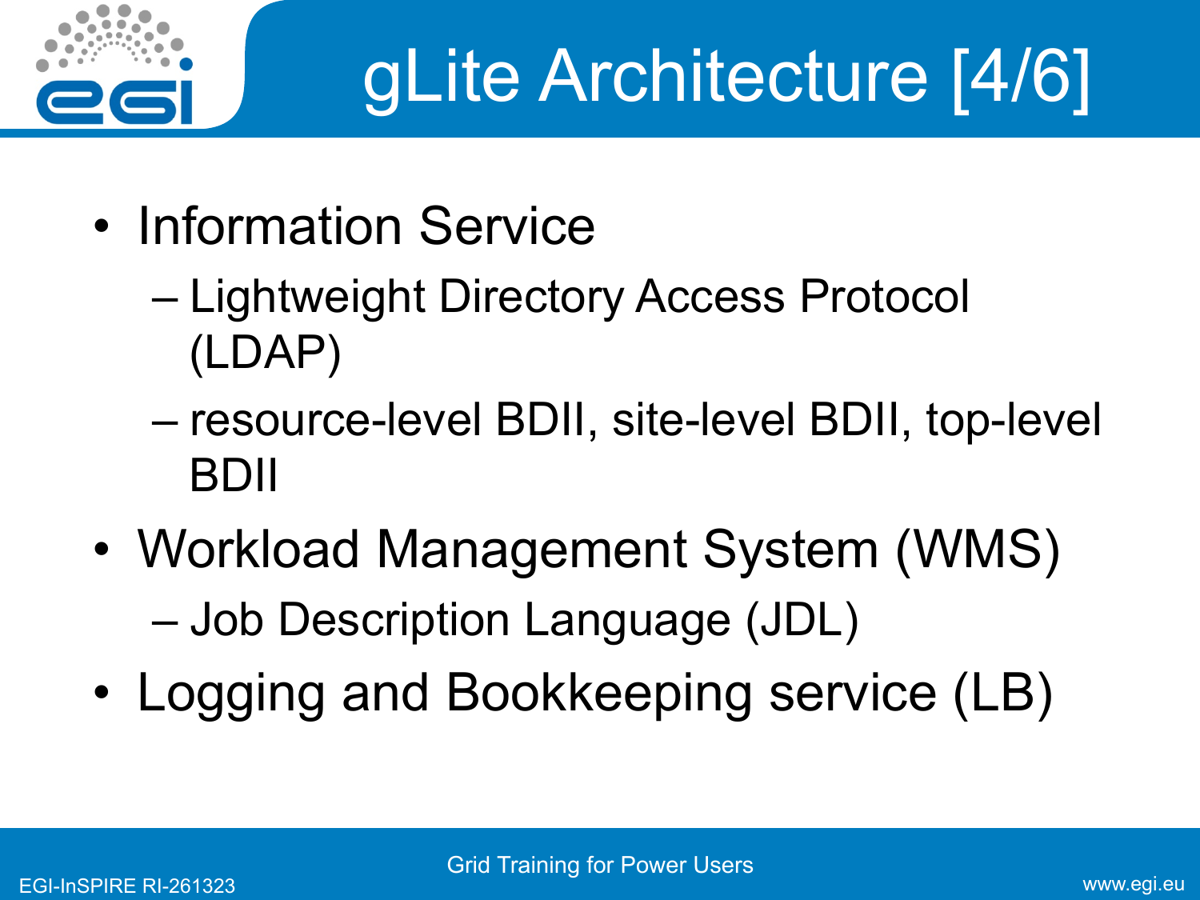# gLite Architecture [4/6]

- Information Service
  - Lightweight Directory Access Protocol (LDAP)
  - resource-level BDII, site-level BDII, top-level BDII
- Workload Management System (WMS)
  - Job Description Language (JDL)
- Logging and Bookkeeping service (LB)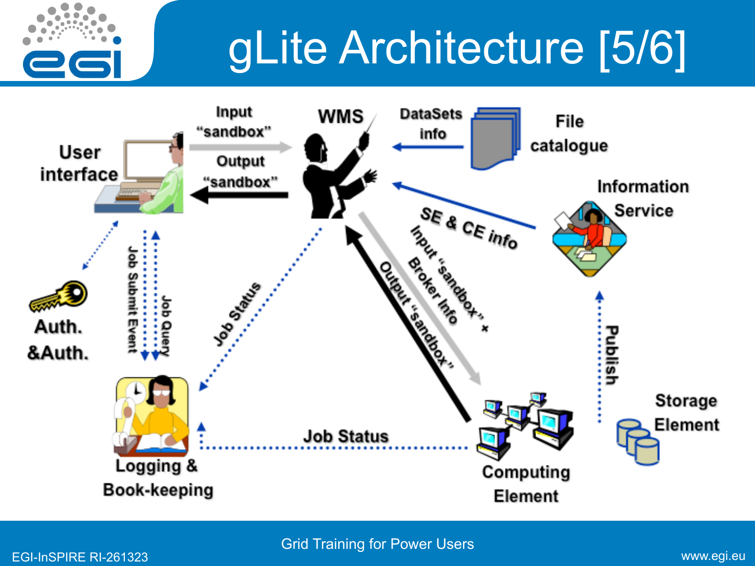# gLite Architecture [5/6]

User interface

Input "sandbox"

Output "sandbox"

WMS

DataSets info

File catalogue

Information Service

SE & CE info

Input "sandbox" + Broker Info

Output "sandbox"

Job Status

Job Submit Event

Job Query

Auth. &Auth.

Logging & Book-keeping

Job Status

Computing Element

Publish

Storage Element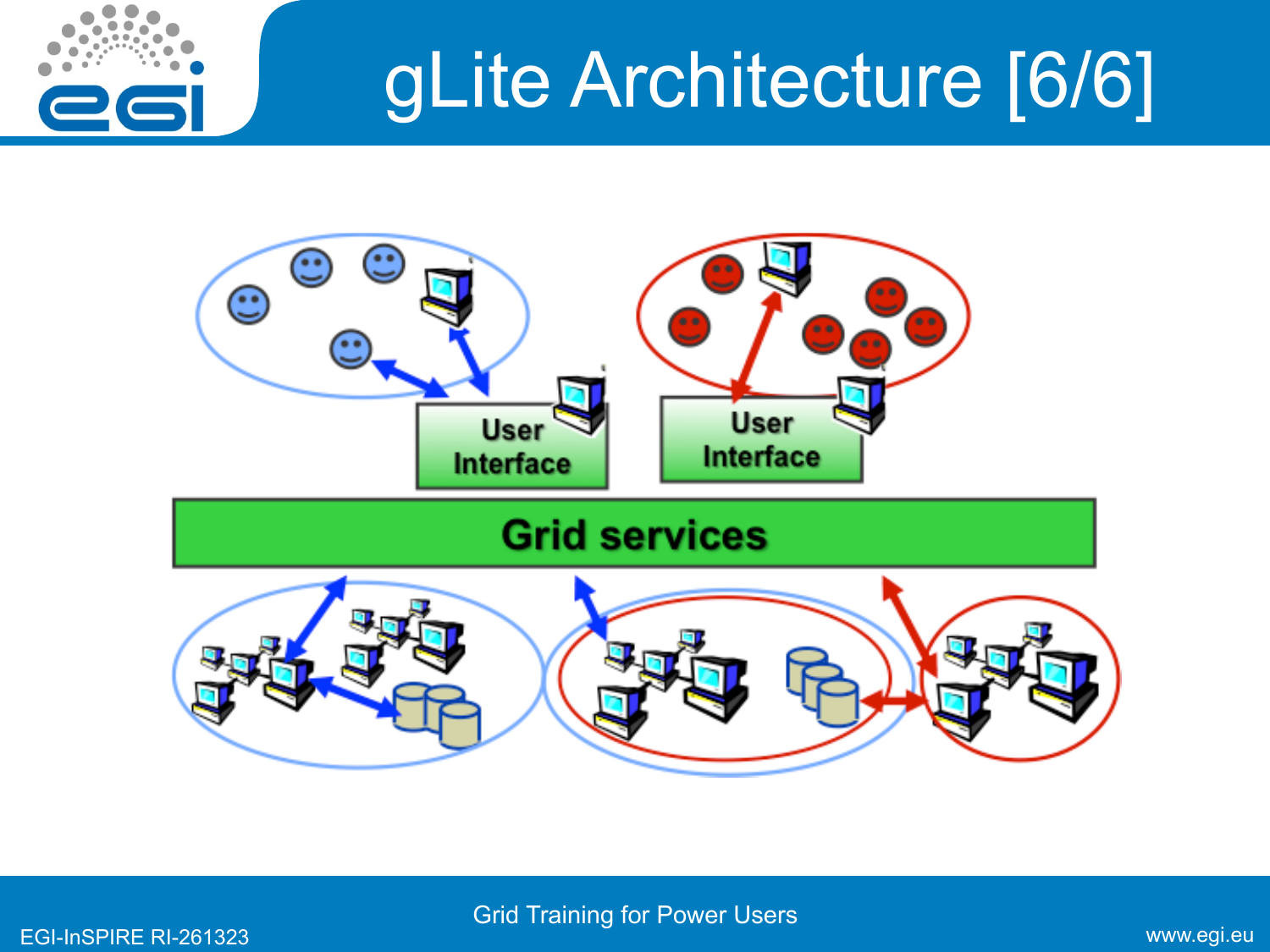# gLite Architecture [6/6]

User Interface

User Interface

Grid services